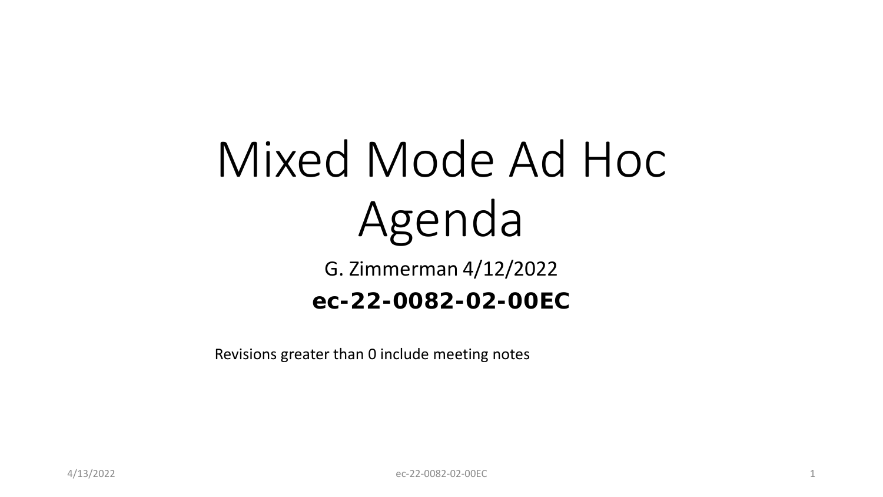# Mixed Mode Ad Hoc Agenda

G. Zimmerman 4/12/2022

**ec-22-0082-02-00EC**

Revisions greater than 0 include meeting notes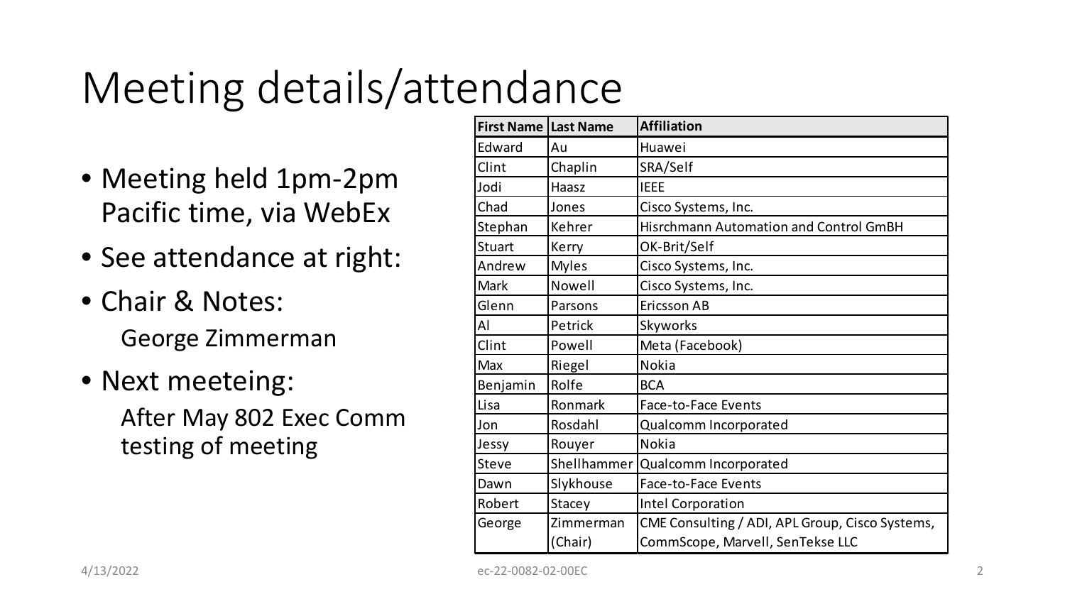# Meeting details/attendance

- Meeting held 1pm-2pm Pacific time, via WebEx
- See attendance at right:
- Chair & Notes:
  George Zimmerman
- Next meeteing:
  After May 802 Exec Comm testing of meeting

| First Name | Last Name | Affiliation |
|---|---|---|
| Edward | Au | Huawei |
| Clint | Chaplin | SRA/Self |
| Jodi | Haasz | IEEE |
| Chad | Jones | Cisco Systems, Inc. |
| Stephan | Kehrer | Hisrchmann Automation and Control GmBH |
| Stuart | Kerry | OK-Brit/Self |
| Andrew | Myles | Cisco Systems, Inc. |
| Mark | Nowell | Cisco Systems, Inc. |
| Glenn | Parsons | Ericsson AB |
| Al | Petrick | Skyworks |
| Clint | Powell | Meta (Facebook) |
| Max | Riegel | Nokia |
| Benjamin | Rolfe | BCA |
| Lisa | Ronmark | Face-to-Face Events |
| Jon | Rosdahl | Qualcomm Incorporated |
| Jessy | Rouyer | Nokia |
| Steve | Shellhammer | Qualcomm Incorporated |
| Dawn | Slykhouse | Face-to-Face Events |
| Robert | Stacey | Intel Corporation |
| George | Zimmerman (Chair) | CME Consulting / ADI, APL Group, Cisco Systems, CommScope, Marvell, SenTekse LLC |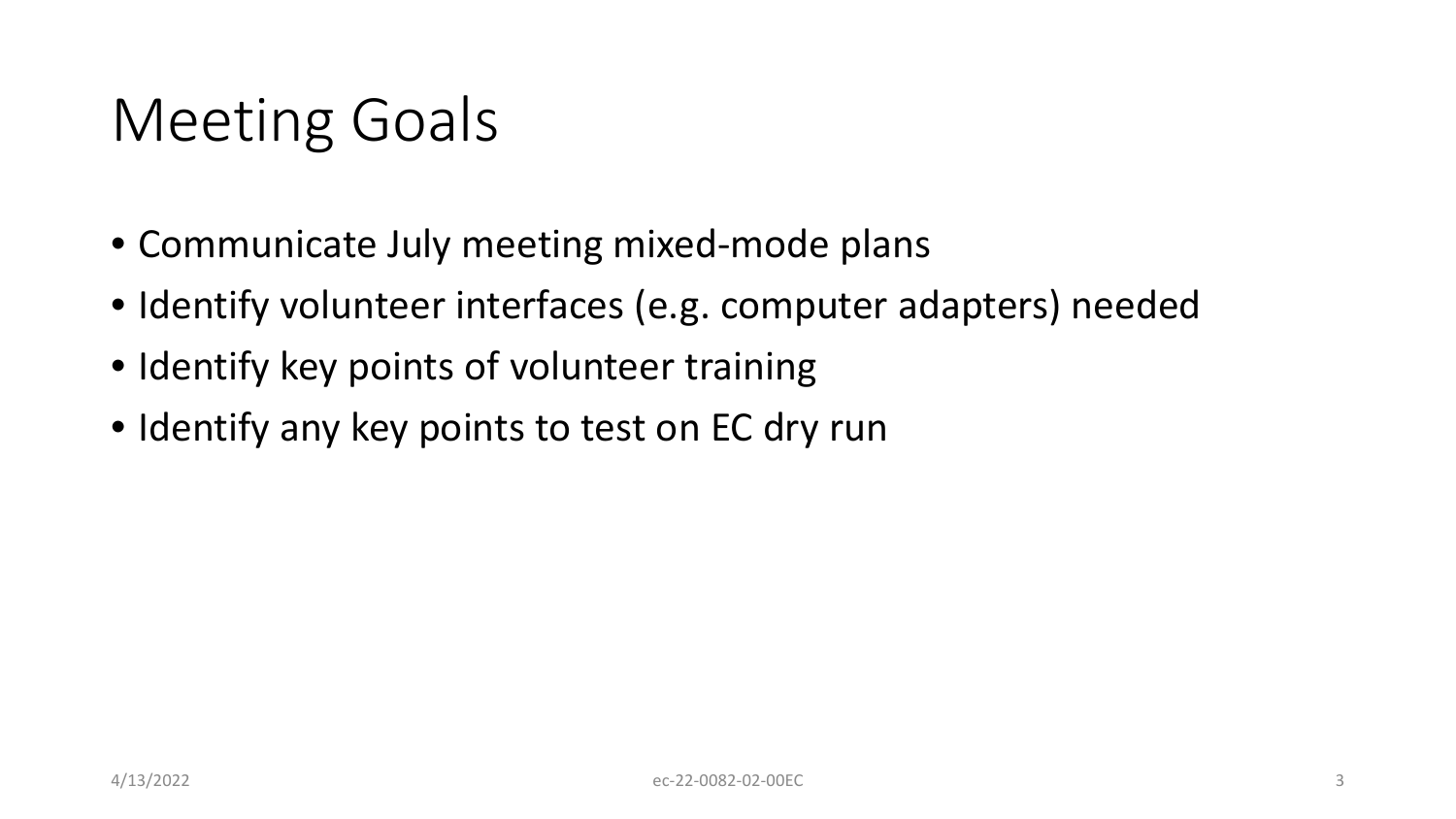# Meeting Goals

- Communicate July meeting mixed-mode plans
- Identify volunteer interfaces (e.g. computer adapters) needed
- Identify key points of volunteer training
- Identify any key points to test on EC dry run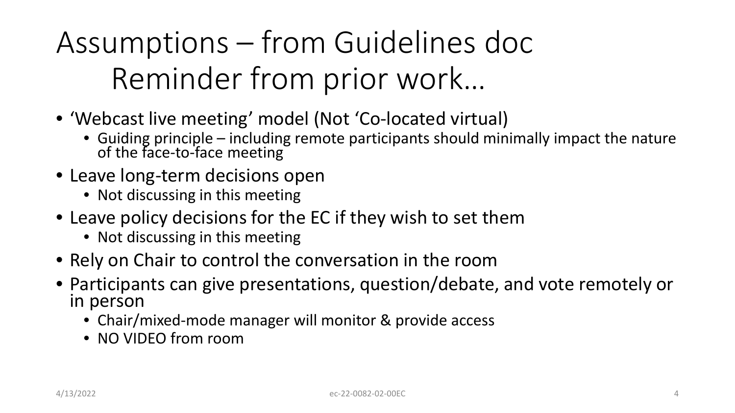# Assumptions – from Guidelines doc
## Reminder from prior work…

- 'Webcast live meeting' model (Not 'Co-located virtual)
  - Guiding principle – including remote participants should minimally impact the nature of the face-to-face meeting
- Leave long-term decisions open
  - Not discussing in this meeting
- Leave policy decisions for the EC if they wish to set them
  - Not discussing in this meeting
- Rely on Chair to control the conversation in the room
- Participants can give presentations, question/debate, and vote remotely or in person
  - Chair/mixed-mode manager will monitor & provide access
  - NO VIDEO from room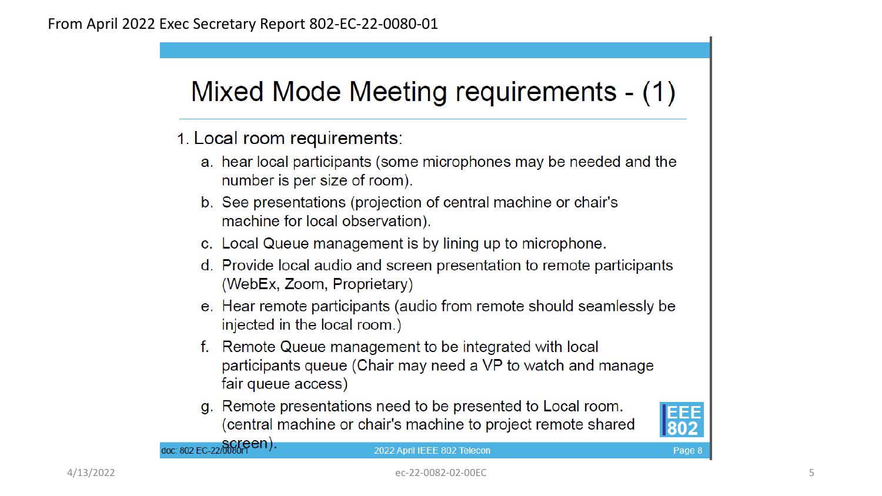From April 2022 Exec Secretary Report 802-EC-22-0080-01

# Mixed Mode Meeting requirements - (1)

1. Local room requirements:
   a. hear local participants (some microphones may be needed and the number is per size of room).
   b. See presentations (projection of central machine or chair's machine for local observation).
   c. Local Queue management is by lining up to microphone.
   d. Provide local audio and screen presentation to remote participants (WebEx, Zoom, Proprietary)
   e. Hear remote participants (audio from remote should seamlessly be injected in the local room.)
   f. Remote Queue management to be integrated with local participants queue (Chair may need a VP to watch and manage fair queue access)
   g. Remote presentations need to be presented to Local room. (central machine or chair's machine to project remote shared screen).

doc: 802 EC-22/0080r1 — 2022 April IEEE 802 Telecon — Page 8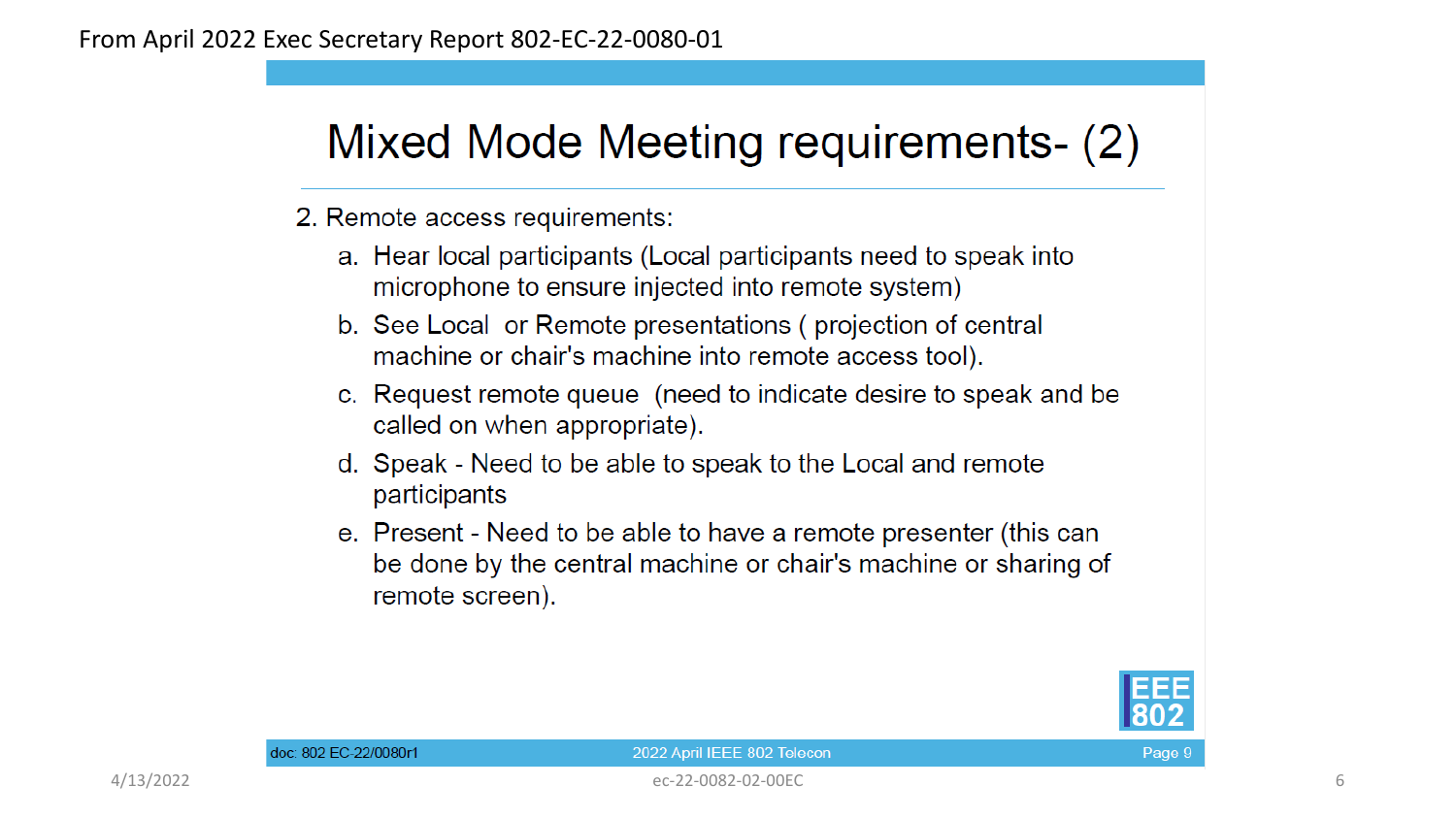From April 2022 Exec Secretary Report 802-EC-22-0080-01

# Mixed Mode Meeting requirements- (2)

2. Remote access requirements:
   a. Hear local participants (Local participants need to speak into microphone to ensure injected into remote system)
   b. See Local or Remote presentations ( projection of central machine or chair's machine into remote access tool).
   c. Request remote queue (need to indicate desire to speak and be called on when appropriate).
   d. Speak - Need to be able to speak to the Local and remote participants
   e. Present - Need to be able to have a remote presenter (this can be done by the central machine or chair's machine or sharing of remote screen).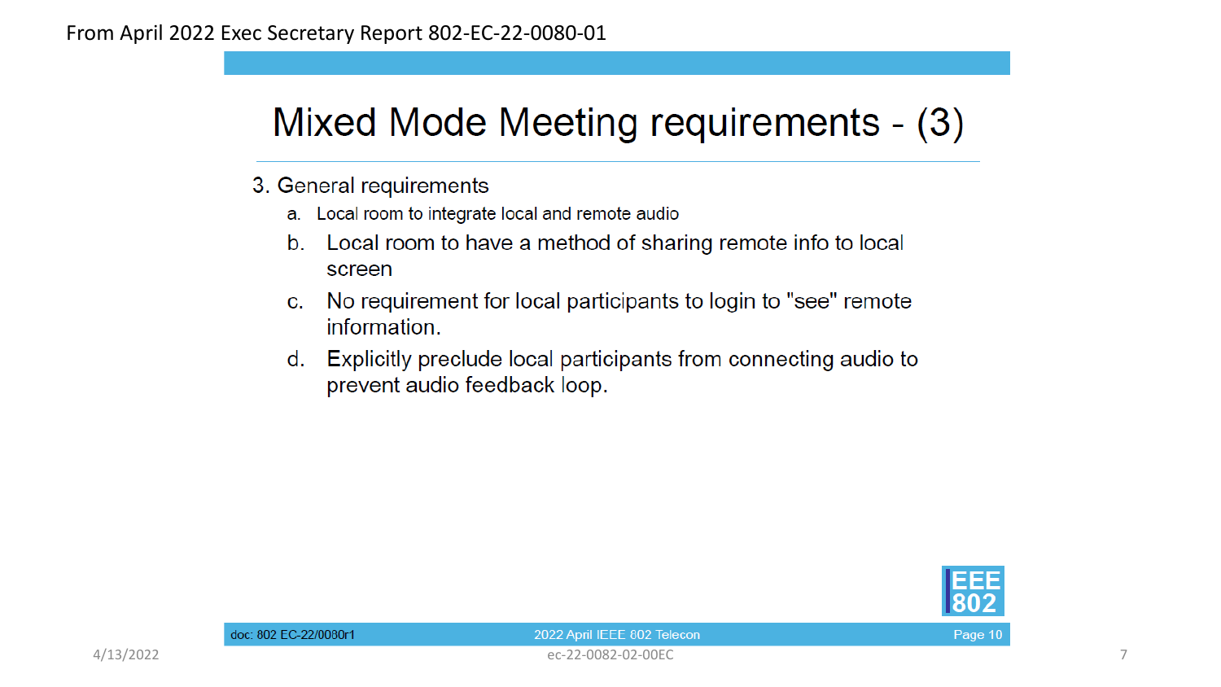From April 2022 Exec Secretary Report 802-EC-22-0080-01

# Mixed Mode Meeting requirements - (3)

3. General requirements
   a. Local room to integrate local and remote audio
   b. Local room to have a method of sharing remote info to local screen
   c. No requirement for local participants to login to "see" remote information.
   d. Explicitly preclude local participants from connecting audio to prevent audio feedback loop.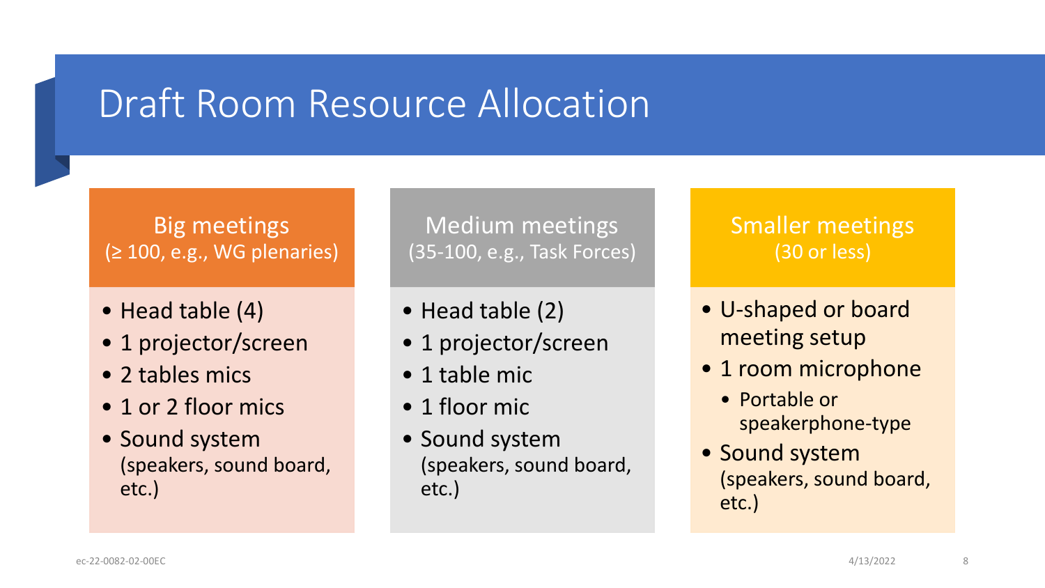# Draft Room Resource Allocation

## Big meetings
(≥ 100, e.g., WG plenaries)

- Head table (4)
- 1 projector/screen
- 2 tables mics
- 1 or 2 floor mics
- Sound system (speakers, sound board, etc.)

## Medium meetings
(35-100, e.g., Task Forces)

- Head table (2)
- 1 projector/screen
- 1 table mic
- 1 floor mic
- Sound system (speakers, sound board, etc.)

## Smaller meetings
(30 or less)

- U-shaped or board meeting setup
- 1 room microphone
  - Portable or speakerphone-type
- Sound system (speakers, sound board, etc.)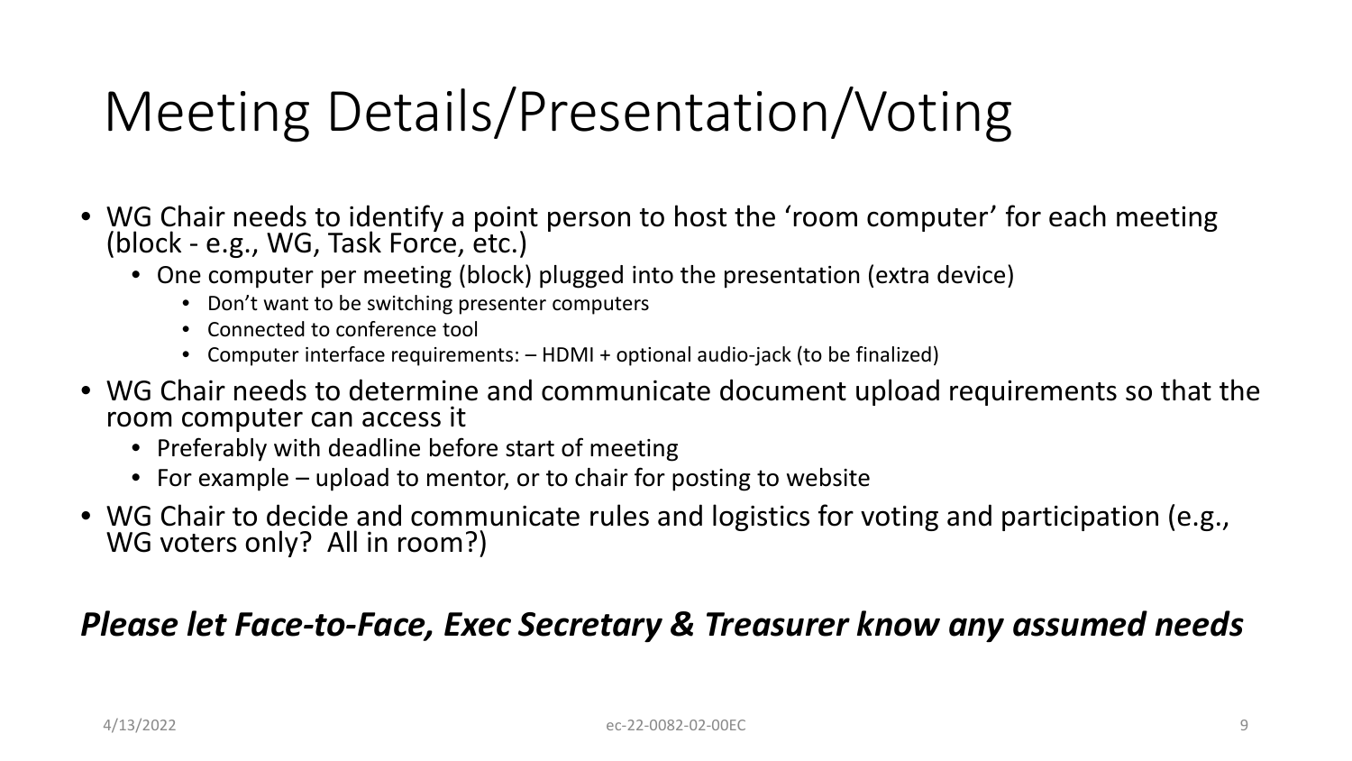# Meeting Details/Presentation/Voting

- WG Chair needs to identify a point person to host the 'room computer' for each meeting (block - e.g., WG, Task Force, etc.)
  - One computer per meeting (block) plugged into the presentation (extra device)
    - Don't want to be switching presenter computers
    - Connected to conference tool
    - Computer interface requirements: – HDMI + optional audio-jack (to be finalized)
- WG Chair needs to determine and communicate document upload requirements so that the room computer can access it
  - Preferably with deadline before start of meeting
  - For example – upload to mentor, or to chair for posting to website
- WG Chair to decide and communicate rules and logistics for voting and participation (e.g., WG voters only? All in room?)

***Please let Face-to-Face, Exec Secretary & Treasurer know any assumed needs***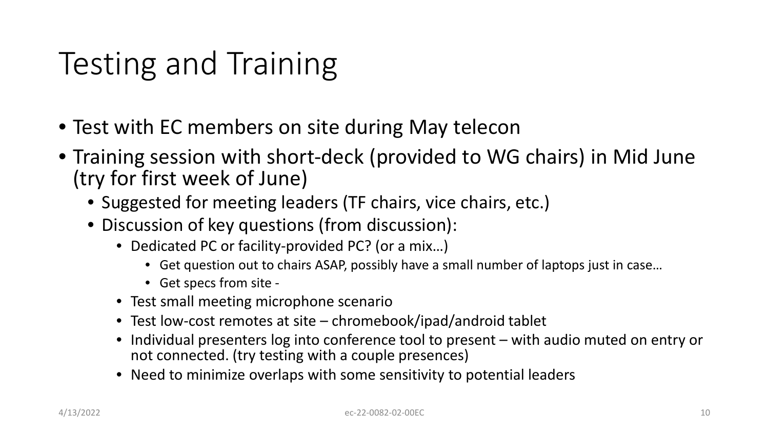# Testing and Training

- Test with EC members on site during May telecon
- Training session with short-deck (provided to WG chairs) in Mid June (try for first week of June)
  - Suggested for meeting leaders (TF chairs, vice chairs, etc.)
  - Discussion of key questions (from discussion):
    - Dedicated PC or facility-provided PC? (or a mix…)
      - Get question out to chairs ASAP, possibly have a small number of laptops just in case…
      - Get specs from site -
    - Test small meeting microphone scenario
    - Test low-cost remotes at site – chromebook/ipad/android tablet
    - Individual presenters log into conference tool to present – with audio muted on entry or not connected. (try testing with a couple presences)
    - Need to minimize overlaps with some sensitivity to potential leaders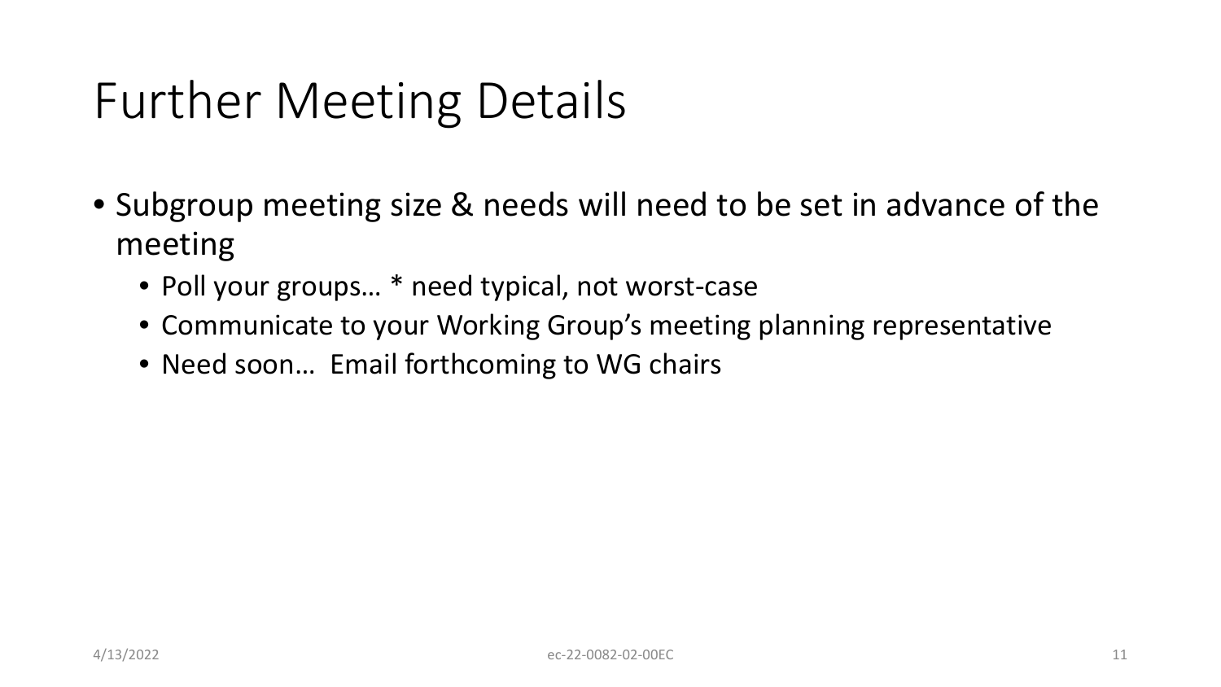# Further Meeting Details

- Subgroup meeting size & needs will need to be set in advance of the meeting
  - Poll your groups… * need typical, not worst-case
  - Communicate to your Working Group's meeting planning representative
  - Need soon… Email forthcoming to WG chairs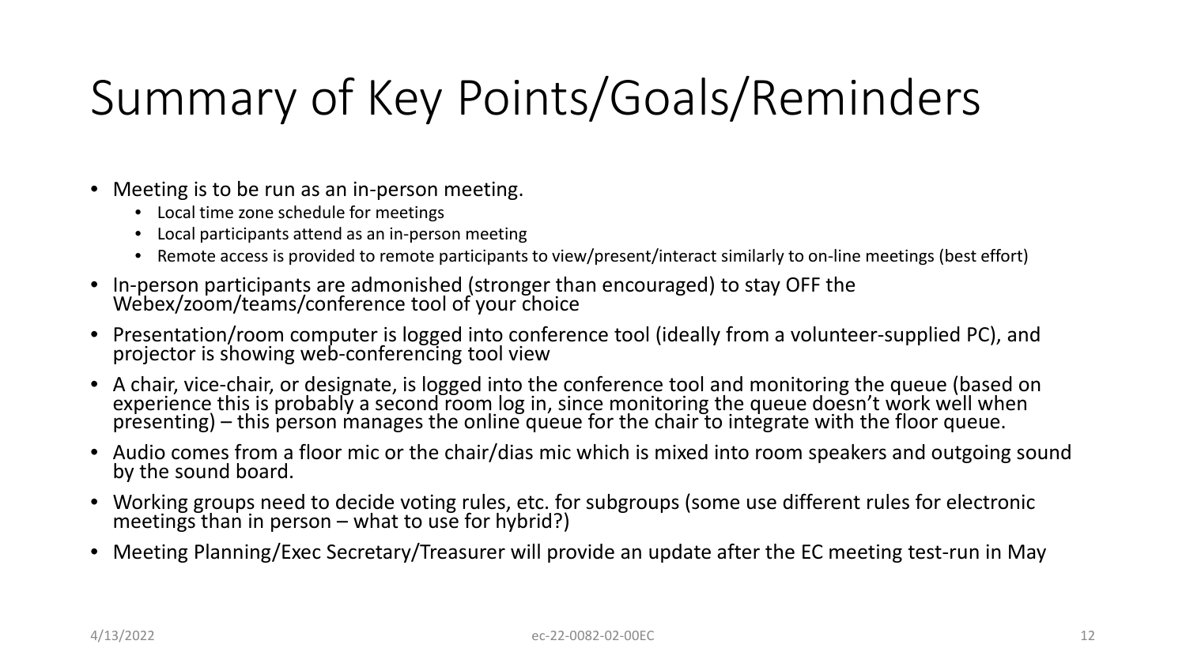# Summary of Key Points/Goals/Reminders

- Meeting is to be run as an in-person meeting.
  - Local time zone schedule for meetings
  - Local participants attend as an in-person meeting
  - Remote access is provided to remote participants to view/present/interact similarly to on-line meetings (best effort)
- In-person participants are admonished (stronger than encouraged) to stay OFF the Webex/zoom/teams/conference tool of your choice
- Presentation/room computer is logged into conference tool (ideally from a volunteer-supplied PC), and projector is showing web-conferencing tool view
- A chair, vice-chair, or designate, is logged into the conference tool and monitoring the queue (based on experience this is probably a second room log in, since monitoring the queue doesn't work well when presenting) – this person manages the online queue for the chair to integrate with the floor queue.
- Audio comes from a floor mic or the chair/dias mic which is mixed into room speakers and outgoing sound by the sound board.
- Working groups need to decide voting rules, etc. for subgroups (some use different rules for electronic meetings than in person – what to use for hybrid?)
- Meeting Planning/Exec Secretary/Treasurer will provide an update after the EC meeting test-run in May